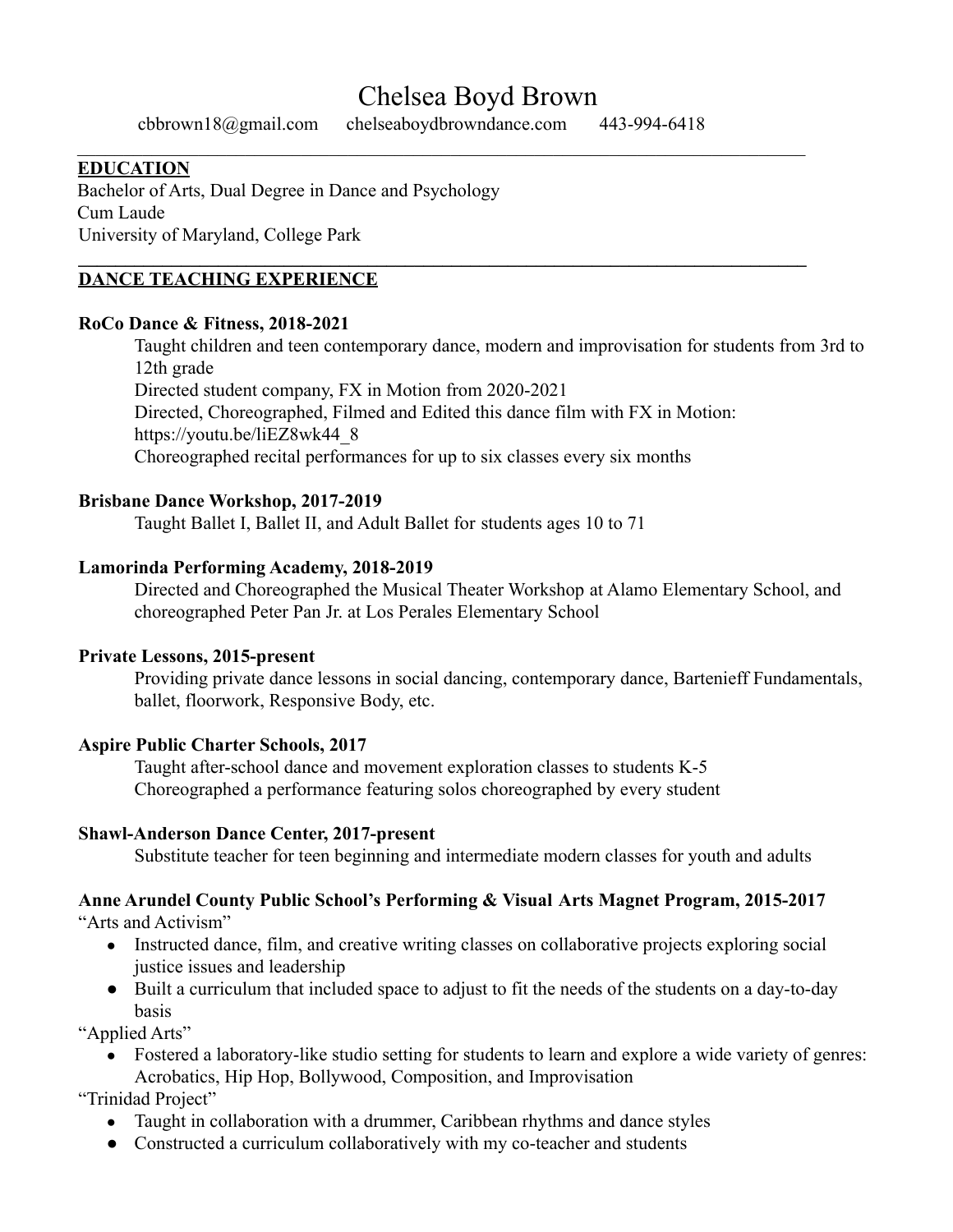# Chelsea Boyd Brown

cbbrown18@gmail.com     chelseaboydbrowndance.com     443-994-6418

---

## EDUCATION

Bachelor of Arts, Dual Degree in Dance and Psychology
Cum Laude
University of Maryland, College Park

---

## DANCE TEACHING EXPERIENCE

**RoCo Dance & Fitness, 2018-2021**

Taught children and teen contemporary dance, modern and improvisation for students from 3rd to 12th grade
Directed student company, FX in Motion from 2020-2021
Directed, Choreographed, Filmed and Edited this dance film with FX in Motion: https://youtu.be/liEZ8wk44_8
Choreographed recital performances for up to six classes every six months

**Brisbane Dance Workshop, 2017-2019**

Taught Ballet I, Ballet II, and Adult Ballet for students ages 10 to 71

**Lamorinda Performing Academy, 2018-2019**

Directed and Choreographed the Musical Theater Workshop at Alamo Elementary School, and choreographed Peter Pan Jr. at Los Perales Elementary School

**Private Lessons, 2015-present**

Providing private dance lessons in social dancing, contemporary dance, Bartenieff Fundamentals, ballet, floorwork, Responsive Body, etc.

**Aspire Public Charter Schools, 2017**

Taught after-school dance and movement exploration classes to students K-5
Choreographed a performance featuring solos choreographed by every student

**Shawl-Anderson Dance Center, 2017-present**

Substitute teacher for teen beginning and intermediate modern classes for youth and adults

**Anne Arundel County Public School's Performing & Visual Arts Magnet Program, 2015-2017**

"Arts and Activism"

- Instructed dance, film, and creative writing classes on collaborative projects exploring social justice issues and leadership
- Built a curriculum that included space to adjust to fit the needs of the students on a day-to-day basis

"Applied Arts"

- Fostered a laboratory-like studio setting for students to learn and explore a wide variety of genres: Acrobatics, Hip Hop, Bollywood, Composition, and Improvisation

"Trinidad Project"

- Taught in collaboration with a drummer, Caribbean rhythms and dance styles
- Constructed a curriculum collaboratively with my co-teacher and students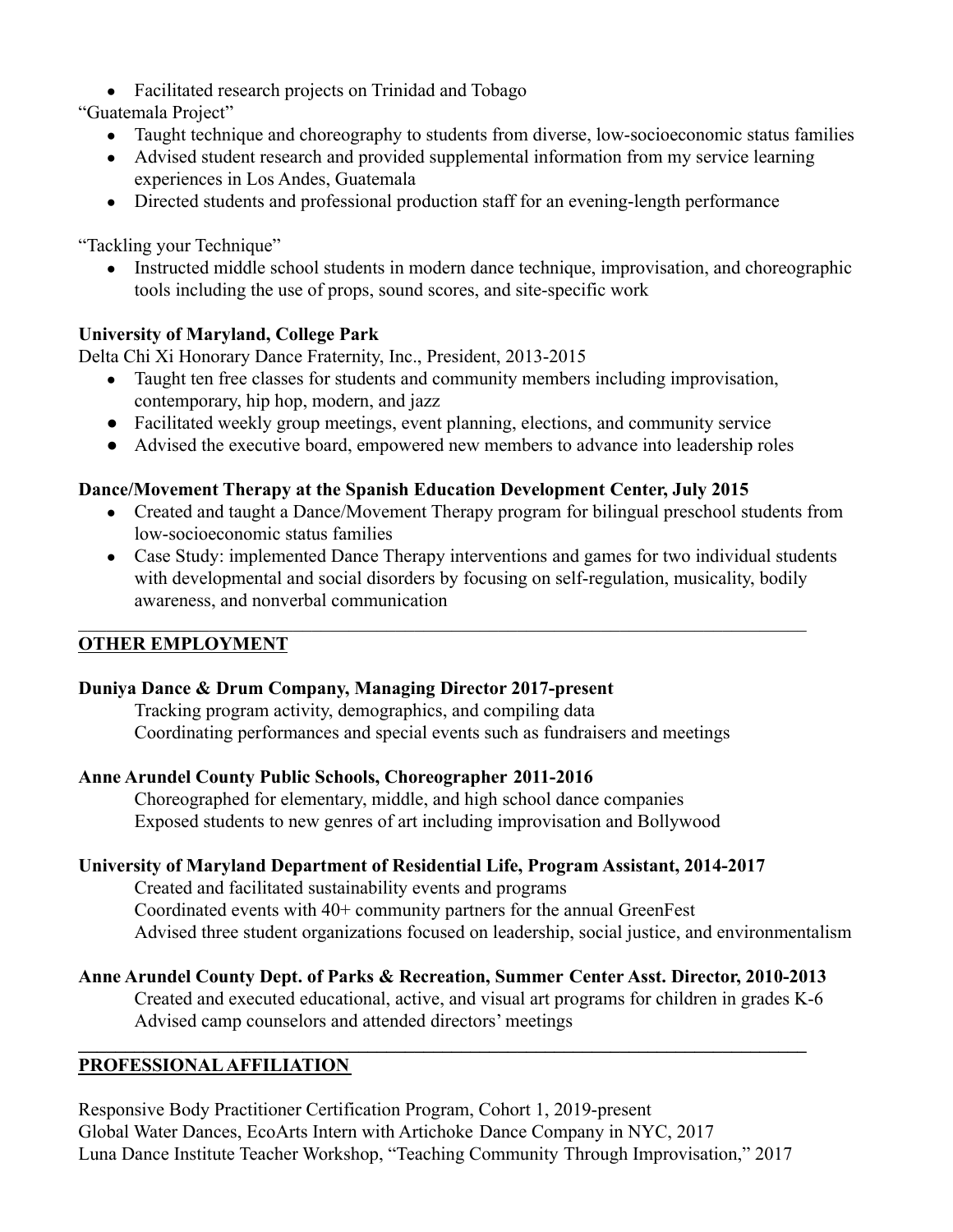- Facilitated research projects on Trinidad and Tobago

"Guatemala Project"

- Taught technique and choreography to students from diverse, low-socioeconomic status families
- Advised student research and provided supplemental information from my service learning experiences in Los Andes, Guatemala
- Directed students and professional production staff for an evening-length performance

"Tackling your Technique"

- Instructed middle school students in modern dance technique, improvisation, and choreographic tools including the use of props, sound scores, and site-specific work

**University of Maryland, College Park**

Delta Chi Xi Honorary Dance Fraternity, Inc., President, 2013-2015

- Taught ten free classes for students and community members including improvisation, contemporary, hip hop, modern, and jazz
- Facilitated weekly group meetings, event planning, elections, and community service
- Advised the executive board, empowered new members to advance into leadership roles

**Dance/Movement Therapy at the Spanish Education Development Center, July 2015**

- Created and taught a Dance/Movement Therapy program for bilingual preschool students from low-socioeconomic status families
- Case Study: implemented Dance Therapy interventions and games for two individual students with developmental and social disorders by focusing on self-regulation, musicality, bodily awareness, and nonverbal communication

---

## OTHER EMPLOYMENT

**Duniya Dance & Drum Company, Managing Director 2017-present**

Tracking program activity, demographics, and compiling data
Coordinating performances and special events such as fundraisers and meetings

**Anne Arundel County Public Schools, Choreographer 2011-2016**

Choreographed for elementary, middle, and high school dance companies
Exposed students to new genres of art including improvisation and Bollywood

**University of Maryland Department of Residential Life, Program Assistant, 2014-2017**

Created and facilitated sustainability events and programs
Coordinated events with 40+ community partners for the annual GreenFest
Advised three student organizations focused on leadership, social justice, and environmentalism

**Anne Arundel County Dept. of Parks & Recreation, Summer Center Asst. Director, 2010-2013**

Created and executed educational, active, and visual art programs for children in grades K-6
Advised camp counselors and attended directors' meetings

---

## PROFESSIONAL AFFILIATION

Responsive Body Practitioner Certification Program, Cohort 1, 2019-present
Global Water Dances, EcoArts Intern with Artichoke Dance Company in NYC, 2017
Luna Dance Institute Teacher Workshop, "Teaching Community Through Improvisation," 2017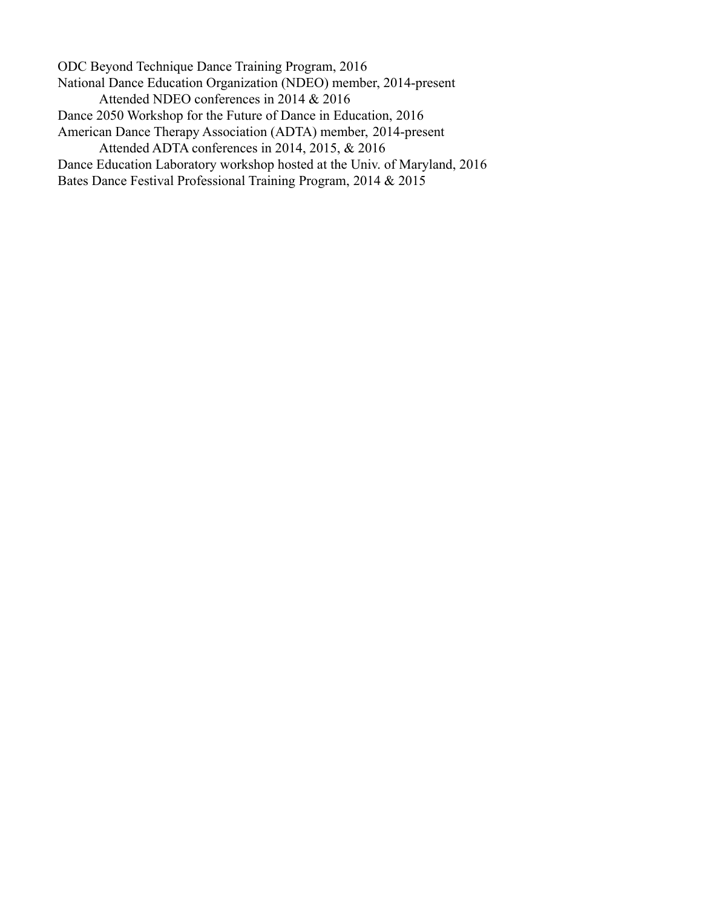ODC Beyond Technique Dance Training Program, 2016

National Dance Education Organization (NDEO) member, 2014-present

- Attended NDEO conferences in 2014 & 2016

Dance 2050 Workshop for the Future of Dance in Education, 2016

American Dance Therapy Association (ADTA) member, 2014-present

- Attended ADTA conferences in 2014, 2015, & 2016

Dance Education Laboratory workshop hosted at the Univ. of Maryland, 2016

Bates Dance Festival Professional Training Program, 2014 & 2015